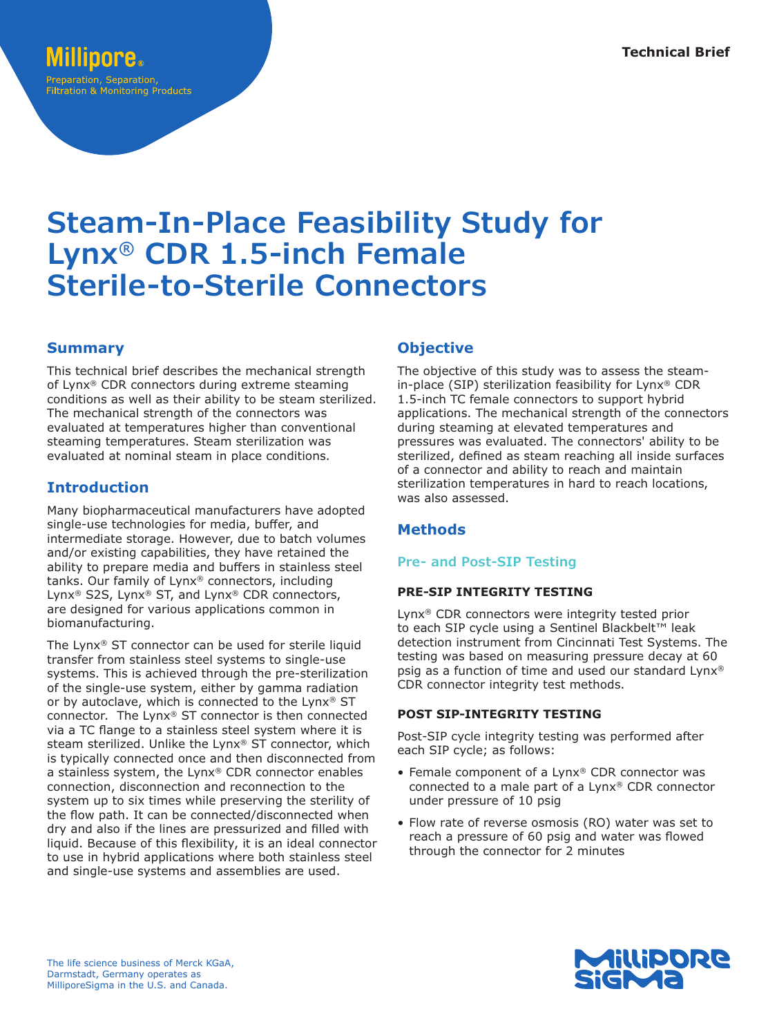Technical Brief

# Steam-In-Place Feasibility Study for Lynx® CDR 1.5-inch Female Sterile-to-Sterile Connectors

## Summary

This technical brief describes the mechanical strength of Lynx® CDR connectors during extreme steaming conditions as well as their ability to be steam sterilized. The mechanical strength of the connectors was evaluated at temperatures higher than conventional steaming temperatures. Steam sterilization was evaluated at nominal steam in place conditions.

## Introduction

Many biopharmaceutical manufacturers have adopted single-use technologies for media, buffer, and intermediate storage. However, due to batch volumes and/or existing capabilities, they have retained the ability to prepare media and buffers in stainless steel tanks. Our family of Lynx® connectors, including Lynx® S2S, Lynx® ST, and Lynx® CDR connectors, are designed for various applications common in biomanufacturing.

The Lynx® ST connector can be used for sterile liquid transfer from stainless steel systems to single-use systems. This is achieved through the pre-sterilization of the single-use system, either by gamma radiation or by autoclave, which is connected to the Lynx® ST connector. The Lynx® ST connector is then connected via a TC flange to a stainless steel system where it is steam sterilized. Unlike the Lynx® ST connector, which is typically connected once and then disconnected from a stainless system, the Lynx® CDR connector enables connection, disconnection and reconnection to the system up to six times while preserving the sterility of the flow path. It can be connected/disconnected when dry and also if the lines are pressurized and filled with liquid. Because of this flexibility, it is an ideal connector to use in hybrid applications where both stainless steel and single-use systems and assemblies are used.

## Objective

The objective of this study was to assess the steam-in-place (SIP) sterilization feasibility for Lynx® CDR 1.5-inch TC female connectors to support hybrid applications. The mechanical strength of the connectors during steaming at elevated temperatures and pressures was evaluated. The connectors' ability to be sterilized, defined as steam reaching all inside surfaces of a connector and ability to reach and maintain sterilization temperatures in hard to reach locations, was also assessed.

## Methods

### Pre- and Post-SIP Testing

#### PRE-SIP INTEGRITY TESTING

Lynx® CDR connectors were integrity tested prior to each SIP cycle using a Sentinel Blackbelt™ leak detection instrument from Cincinnati Test Systems. The testing was based on measuring pressure decay at 60 psig as a function of time and used our standard Lynx® CDR connector integrity test methods.

#### POST SIP-INTEGRITY TESTING

Post-SIP cycle integrity testing was performed after each SIP cycle; as follows:

- Female component of a Lynx® CDR connector was connected to a male part of a Lynx® CDR connector under pressure of 10 psig
- Flow rate of reverse osmosis (RO) water was set to reach a pressure of 60 psig and water was flowed through the connector for 2 minutes

The life science business of Merck KGaA, Darmstadt, Germany operates as MilliporeSigma in the U.S. and Canada.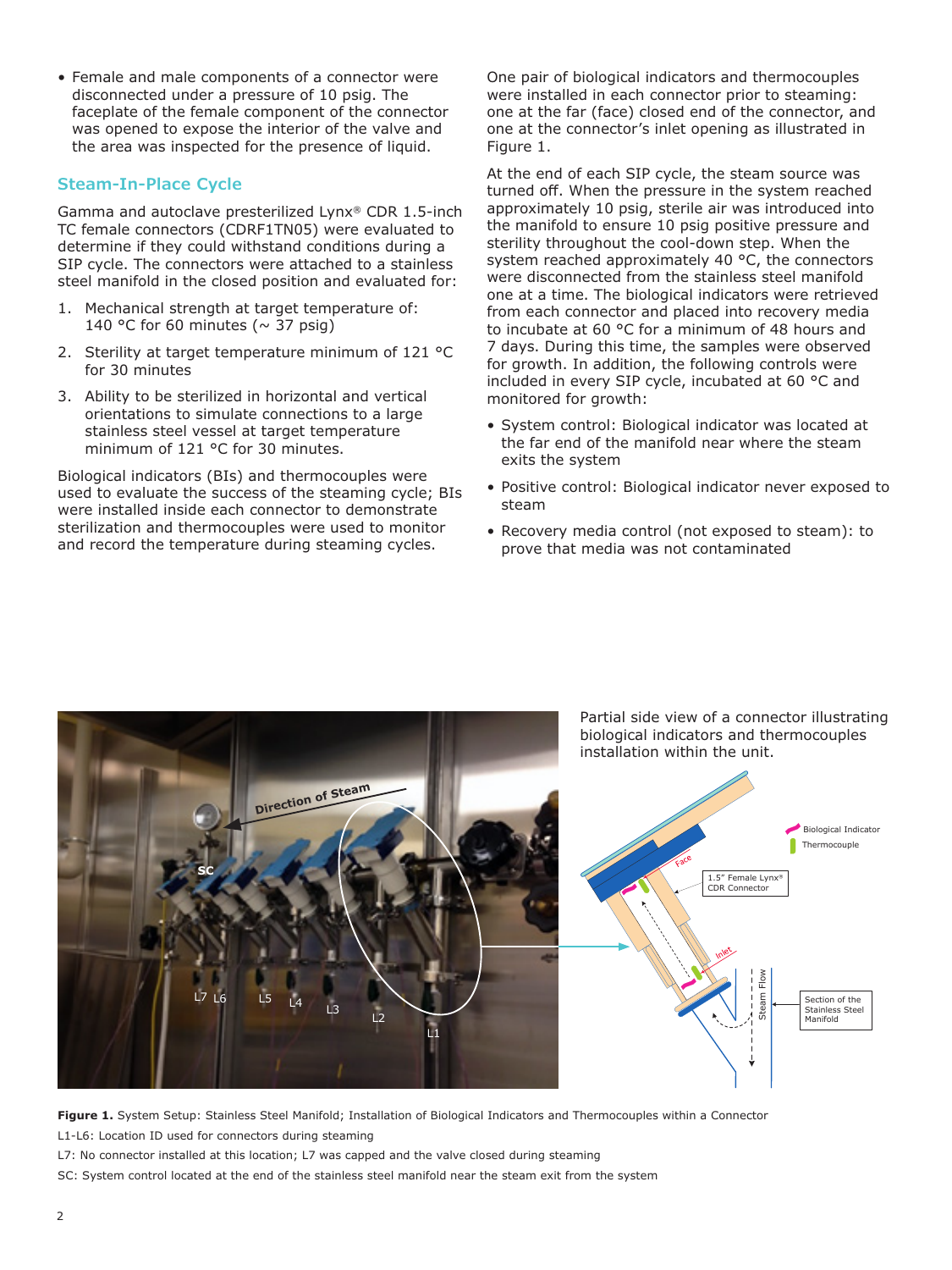- Female and male components of a connector were disconnected under a pressure of 10 psig. The faceplate of the female component of the connector was opened to expose the interior of the valve and the area was inspected for the presence of liquid.

## Steam-In-Place Cycle

Gamma and autoclave presterilized Lynx® CDR 1.5-inch TC female connectors (CDRF1TN05) were evaluated to determine if they could withstand conditions during a SIP cycle. The connectors were attached to a stainless steel manifold in the closed position and evaluated for:

1. Mechanical strength at target temperature of: 140 °C for 60 minutes (~ 37 psig)
2. Sterility at target temperature minimum of 121 °C for 30 minutes
3. Ability to be sterilized in horizontal and vertical orientations to simulate connections to a large stainless steel vessel at target temperature minimum of 121 °C for 30 minutes.

Biological indicators (BIs) and thermocouples were used to evaluate the success of the steaming cycle; BIs were installed inside each connector to demonstrate sterilization and thermocouples were used to monitor and record the temperature during steaming cycles.

One pair of biological indicators and thermocouples were installed in each connector prior to steaming: one at the far (face) closed end of the connector, and one at the connector's inlet opening as illustrated in Figure 1.

At the end of each SIP cycle, the steam source was turned off. When the pressure in the system reached approximately 10 psig, sterile air was introduced into the manifold to ensure 10 psig positive pressure and sterility throughout the cool-down step. When the system reached approximately 40 °C, the connectors were disconnected from the stainless steel manifold one at a time. The biological indicators were retrieved from each connector and placed into recovery media to incubate at 60 °C for a minimum of 48 hours and 7 days. During this time, the samples were observed for growth. In addition, the following controls were included in every SIP cycle, incubated at 60 °C and monitored for growth:

- System control: Biological indicator was located at the far end of the manifold near where the steam exits the system
- Positive control: Biological indicator never exposed to steam
- Recovery media control (not exposed to steam): to prove that media was not contaminated

Partial side view of a connector illustrating biological indicators and thermocouples installation within the unit.

**Figure 1.** System Setup: Stainless Steel Manifold; Installation of Biological Indicators and Thermocouples within a Connector

L1-L6: Location ID used for connectors during steaming

L7: No connector installed at this location; L7 was capped and the valve closed during steaming

SC: System control located at the end of the stainless steel manifold near the steam exit from the system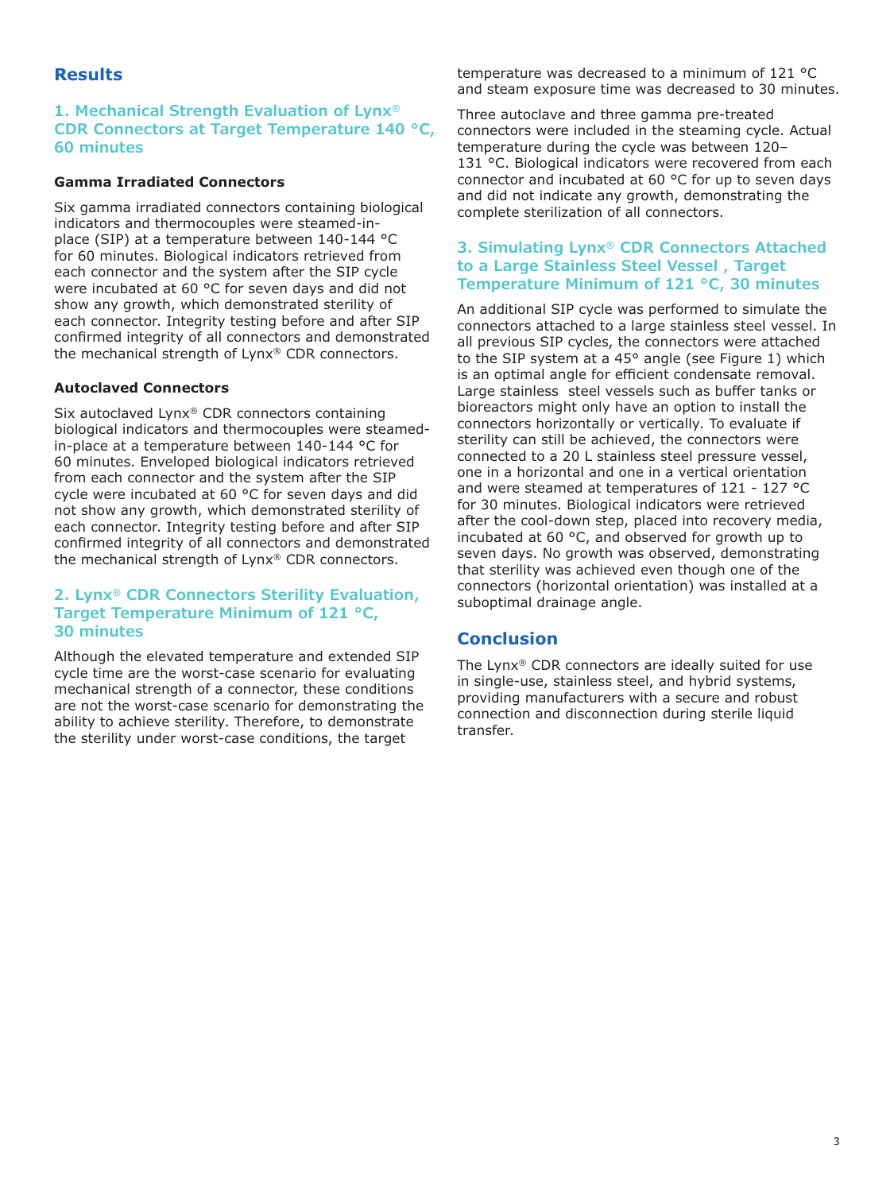## Results

### 1. Mechanical Strength Evaluation of Lynx® CDR Connectors at Target Temperature 140 °C, 60 minutes

#### Gamma Irradiated Connectors

Six gamma irradiated connectors containing biological indicators and thermocouples were steamed-in-place (SIP) at a temperature between 140-144 °C for 60 minutes. Biological indicators retrieved from each connector and the system after the SIP cycle were incubated at 60 °C for seven days and did not show any growth, which demonstrated sterility of each connector. Integrity testing before and after SIP confirmed integrity of all connectors and demonstrated the mechanical strength of Lynx® CDR connectors.

#### Autoclaved Connectors

Six autoclaved Lynx® CDR connectors containing biological indicators and thermocouples were steamed-in-place at a temperature between 140-144 °C for 60 minutes. Enveloped biological indicators retrieved from each connector and the system after the SIP cycle were incubated at 60 °C for seven days and did not show any growth, which demonstrated sterility of each connector. Integrity testing before and after SIP confirmed integrity of all connectors and demonstrated the mechanical strength of Lynx® CDR connectors.

### 2. Lynx® CDR Connectors Sterility Evaluation, Target Temperature Minimum of 121 °C, 30 minutes

Although the elevated temperature and extended SIP cycle time are the worst-case scenario for evaluating mechanical strength of a connector, these conditions are not the worst-case scenario for demonstrating the ability to achieve sterility. Therefore, to demonstrate the sterility under worst-case conditions, the target temperature was decreased to a minimum of 121 °C and steam exposure time was decreased to 30 minutes.

Three autoclave and three gamma pre-treated connectors were included in the steaming cycle. Actual temperature during the cycle was between 120–131 °C. Biological indicators were recovered from each connector and incubated at 60 °C for up to seven days and did not indicate any growth, demonstrating the complete sterilization of all connectors.

### 3. Simulating Lynx® CDR Connectors Attached to a Large Stainless Steel Vessel , Target Temperature Minimum of 121 °C, 30 minutes

An additional SIP cycle was performed to simulate the connectors attached to a large stainless steel vessel. In all previous SIP cycles, the connectors were attached to the SIP system at a 45° angle (see Figure 1) which is an optimal angle for efficient condensate removal. Large stainless steel vessels such as buffer tanks or bioreactors might only have an option to install the connectors horizontally or vertically. To evaluate if sterility can still be achieved, the connectors were connected to a 20 L stainless steel pressure vessel, one in a horizontal and one in a vertical orientation and were steamed at temperatures of 121 - 127 °C for 30 minutes. Biological indicators were retrieved after the cool-down step, placed into recovery media, incubated at 60 °C, and observed for growth up to seven days. No growth was observed, demonstrating that sterility was achieved even though one of the connectors (horizontal orientation) was installed at a suboptimal drainage angle.

## Conclusion

The Lynx® CDR connectors are ideally suited for use in single-use, stainless steel, and hybrid systems, providing manufacturers with a secure and robust connection and disconnection during sterile liquid transfer.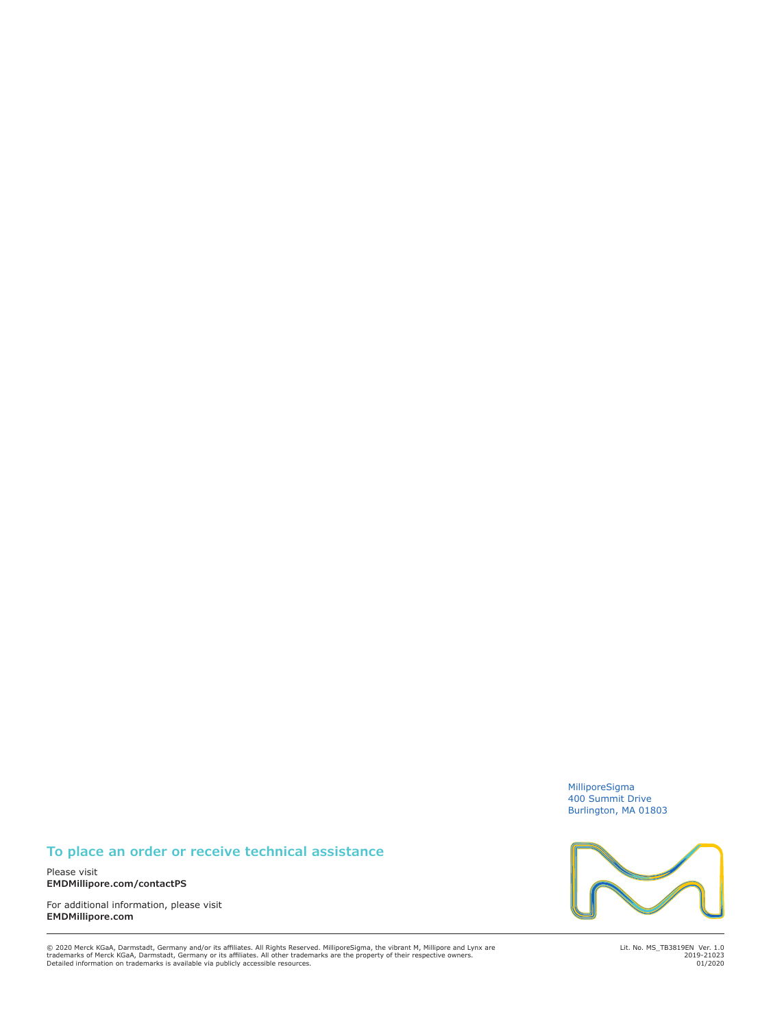MilliporeSigma
400 Summit Drive
Burlington, MA 01803

## To place an order or receive technical assistance

Please visit
**EMDMillipore.com/contactPS**

For additional information, please visit
**EMDMillipore.com**

© 2020 Merck KGaA, Darmstadt, Germany and/or its affiliates. All Rights Reserved. MilliporeSigma, the vibrant M, Millipore and Lynx are trademarks of Merck KGaA, Darmstadt, Germany or its affiliates. All other trademarks are the property of their respective owners. Detailed information on trademarks is available via publicly accessible resources.

Lit. No. MS_TB3819EN Ver. 1.0
2019-21023
01/2020